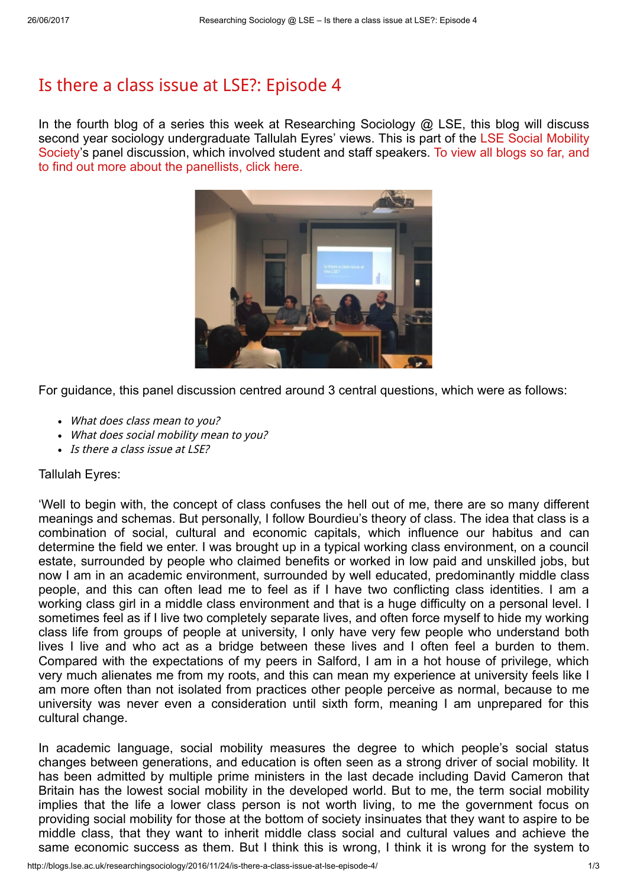# Is there a class issue at LSE?: Episode 4

In the fourth blog of a series this week at Researching Sociology @ LSE, this blog will discuss second year sociology undergraduate Tallulah Eyres' views. This is part of the LSE Social Mobility Society's panel discussion, which involved student and staff speakers. To view all blogs so far, and to find out more about the panellists, click here.

For guidance, this panel discussion centred around 3 central questions, which were as follows:

- *What does class mean to you?*
- *What does social mobility mean to you?*
- *Is there a class issue at LSE?*

Tallulah Eyres:

'Well to begin with, the concept of class confuses the hell out of me, there are so many different meanings and schemas. But personally, I follow Bourdieu's theory of class. The idea that class is a combination of social, cultural and economic capitals, which influence our habitus and can determine the field we enter. I was brought up in a typical working class environment, on a council estate, surrounded by people who claimed benefits or worked in low paid and unskilled jobs, but now I am in an academic environment, surrounded by well educated, predominantly middle class people, and this can often lead me to feel as if I have two conflicting class identities. I am a working class girl in a middle class environment and that is a huge difficulty on a personal level. I sometimes feel as if I live two completely separate lives, and often force myself to hide my working class life from groups of people at university, I only have very few people who understand both lives I live and who act as a bridge between these lives and I often feel a burden to them. Compared with the expectations of my peers in Salford, I am in a hot house of privilege, which very much alienates me from my roots, and this can mean my experience at university feels like I am more often than not isolated from practices other people perceive as normal, because to me university was never even a consideration until sixth form, meaning I am unprepared for this cultural change.

In academic language, social mobility measures the degree to which people's social status changes between generations, and education is often seen as a strong driver of social mobility. It has been admitted by multiple prime ministers in the last decade including David Cameron that Britain has the lowest social mobility in the developed world. But to me, the term social mobility implies that the life a lower class person is not worth living, to me the government focus on providing social mobility for those at the bottom of society insinuates that they want to aspire to be middle class, that they want to inherit middle class social and cultural values and achieve the same economic success as them. But I think this is wrong, I think it is wrong for the system to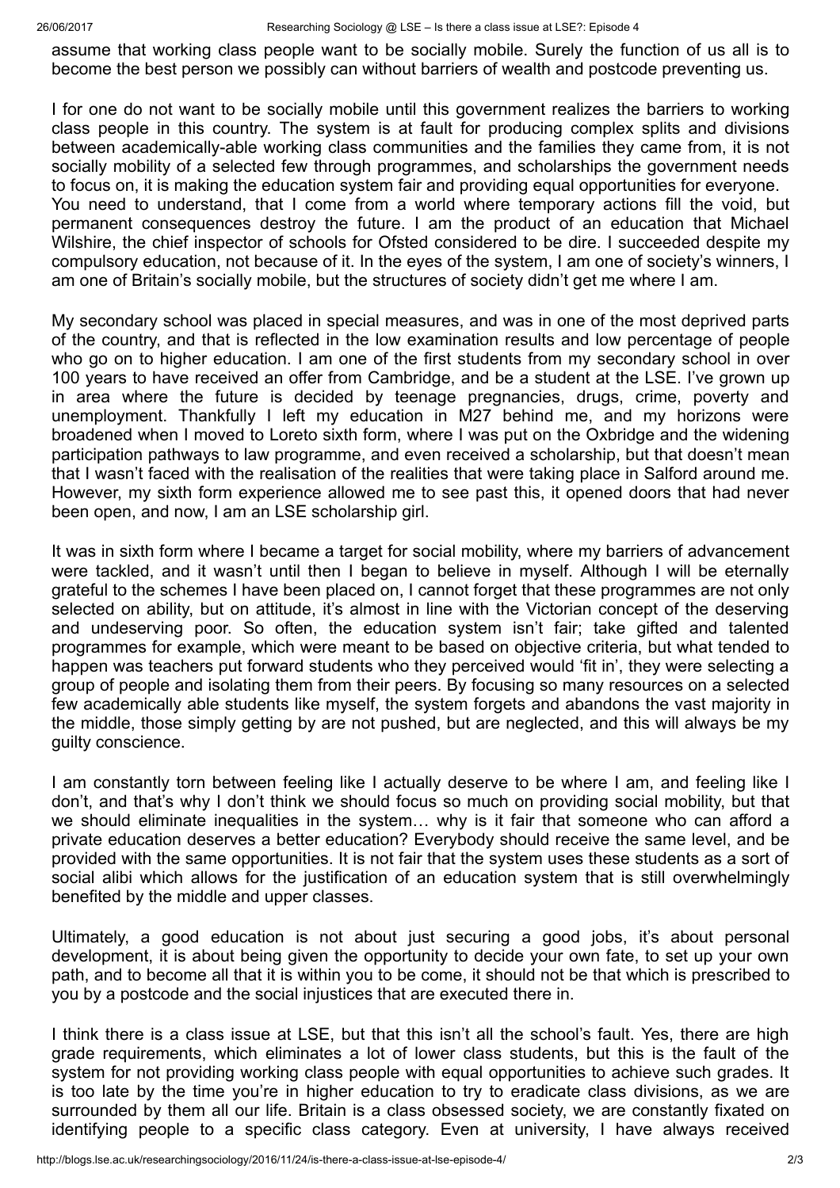assume that working class people want to be socially mobile. Surely the function of us all is to become the best person we possibly can without barriers of wealth and postcode preventing us.

I for one do not want to be socially mobile until this government realizes the barriers to working class people in this country. The system is at fault for producing complex splits and divisions between academically-able working class communities and the families they came from, it is not socially mobility of a selected few through programmes, and scholarships the government needs to focus on, it is making the education system fair and providing equal opportunities for everyone.
You need to understand, that I come from a world where temporary actions fill the void, but permanent consequences destroy the future. I am the product of an education that Michael Wilshire, the chief inspector of schools for Ofsted considered to be dire. I succeeded despite my compulsory education, not because of it. In the eyes of the system, I am one of society's winners, I am one of Britain's socially mobile, but the structures of society didn't get me where I am.

My secondary school was placed in special measures, and was in one of the most deprived parts of the country, and that is reflected in the low examination results and low percentage of people who go on to higher education. I am one of the first students from my secondary school in over 100 years to have received an offer from Cambridge, and be a student at the LSE. I've grown up in area where the future is decided by teenage pregnancies, drugs, crime, poverty and unemployment. Thankfully I left my education in M27 behind me, and my horizons were broadened when I moved to Loreto sixth form, where I was put on the Oxbridge and the widening participation pathways to law programme, and even received a scholarship, but that doesn't mean that I wasn't faced with the realisation of the realities that were taking place in Salford around me. However, my sixth form experience allowed me to see past this, it opened doors that had never been open, and now, I am an LSE scholarship girl.

It was in sixth form where I became a target for social mobility, where my barriers of advancement were tackled, and it wasn't until then I began to believe in myself. Although I will be eternally grateful to the schemes I have been placed on, I cannot forget that these programmes are not only selected on ability, but on attitude, it's almost in line with the Victorian concept of the deserving and undeserving poor. So often, the education system isn't fair; take gifted and talented programmes for example, which were meant to be based on objective criteria, but what tended to happen was teachers put forward students who they perceived would 'fit in', they were selecting a group of people and isolating them from their peers. By focusing so many resources on a selected few academically able students like myself, the system forgets and abandons the vast majority in the middle, those simply getting by are not pushed, but are neglected, and this will always be my guilty conscience.

I am constantly torn between feeling like I actually deserve to be where I am, and feeling like I don't, and that's why I don't think we should focus so much on providing social mobility, but that we should eliminate inequalities in the system… why is it fair that someone who can afford a private education deserves a better education? Everybody should receive the same level, and be provided with the same opportunities. It is not fair that the system uses these students as a sort of social alibi which allows for the justification of an education system that is still overwhelmingly benefited by the middle and upper classes.

Ultimately, a good education is not about just securing a good jobs, it's about personal development, it is about being given the opportunity to decide your own fate, to set up your own path, and to become all that it is within you to be come, it should not be that which is prescribed to you by a postcode and the social injustices that are executed there in.

I think there is a class issue at LSE, but that this isn't all the school's fault. Yes, there are high grade requirements, which eliminates a lot of lower class students, but this is the fault of the system for not providing working class people with equal opportunities to achieve such grades. It is too late by the time you're in higher education to try to eradicate class divisions, as we are surrounded by them all our life. Britain is a class obsessed society, we are constantly fixated on identifying people to a specific class category. Even at university, I have always received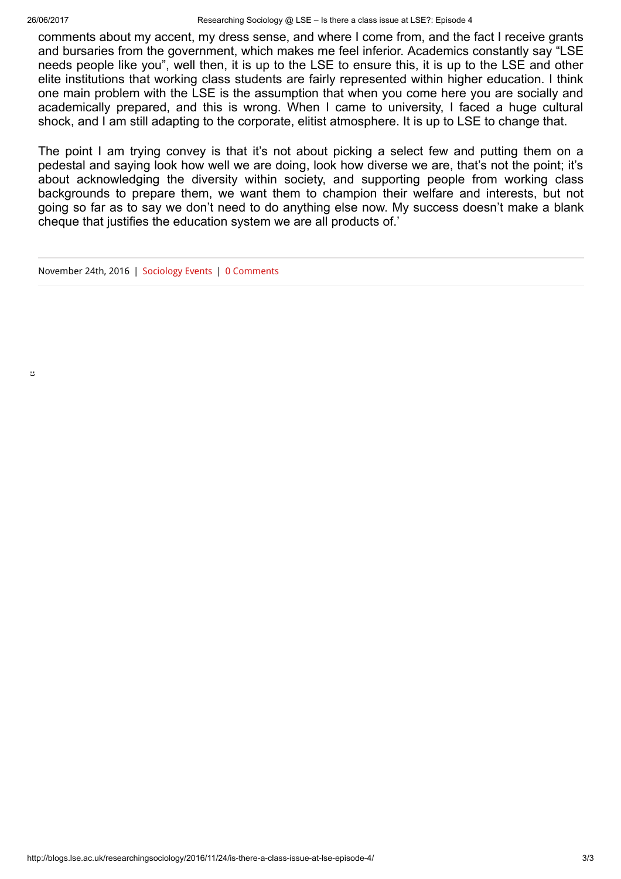comments about my accent, my dress sense, and where I come from, and the fact I receive grants and bursaries from the government, which makes me feel inferior. Academics constantly say "LSE needs people like you", well then, it is up to the LSE to ensure this, it is up to the LSE and other elite institutions that working class students are fairly represented within higher education. I think one main problem with the LSE is the assumption that when you come here you are socially and academically prepared, and this is wrong. When I came to university, I faced a huge cultural shock, and I am still adapting to the corporate, elitist atmosphere. It is up to LSE to change that.

The point I am trying convey is that it's not about picking a select few and putting them on a pedestal and saying look how well we are doing, look how diverse we are, that's not the point; it's about acknowledging the diversity within society, and supporting people from working class backgrounds to prepare them, we want them to champion their welfare and interests, but not going so far as to say we don't need to do anything else now. My success doesn't make a blank cheque that justifies the education system we are all products of.'

November 24th, 2016 | Sociology Events | 0 Comments